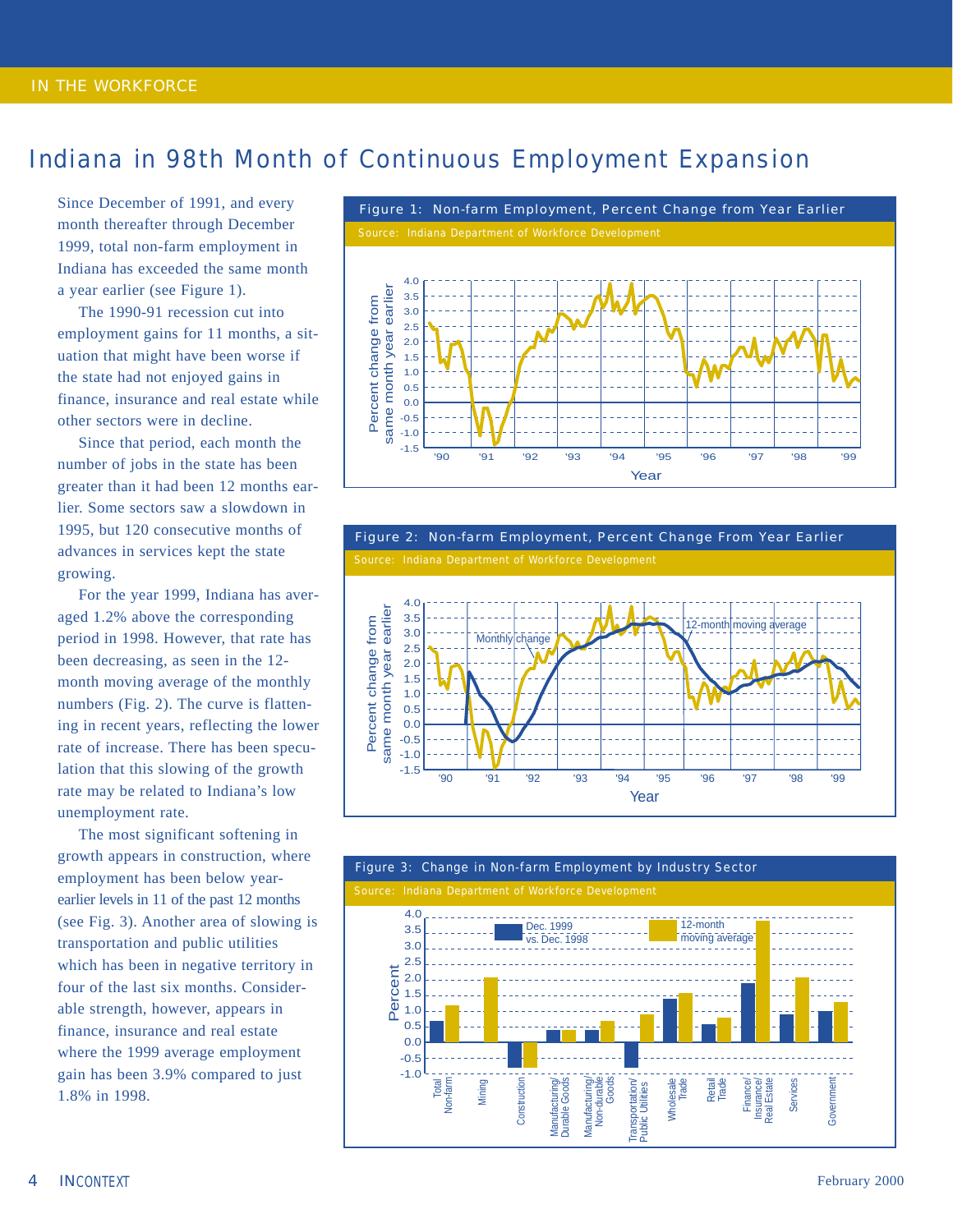# Indiana in 98th Month of Continuous Employment Expansion

Since December of 1991, and every month thereafter through December 1999, total non-farm employment in Indiana has exceeded the same month a year earlier (see Figure 1).

The 1990-91 recession cut into employment gains for 11 months, a situation that might have been worse if the state had not enjoyed gains in finance, insurance and real estate while other sectors were in decline.

Since that period, each month the number of jobs in the state has been greater than it had been 12 months earlier. Some sectors saw a slowdown in 1995, but 120 consecutive months of advances in services kept the state growing.

For the year 1999, Indiana has averaged 1.2% above the corresponding period in 1998. However, that rate has been decreasing, as seen in the 12-month moving average of the monthly numbers (Fig. 2). The curve is flattening in recent years, reflecting the lower rate of increase. There has been speculation that this slowing of the growth rate may be related to Indiana's low unemployment rate.

The most significant softening in growth appears in construction, where employment has been below year-earlier levels in 11 of the past 12 months (see Fig. 3). Another area of slowing is transportation and public utilities which has been in negative territory in four of the last six months. Considerable strength, however, appears in finance, insurance and real estate where the 1999 average employment gain has been 3.9% compared to just 1.8% in 1998.

Figure 1: Non-farm Employment, Percent Change from Year Earlier

Source: Indiana Department of Workforce Development

Figure 2: Non-farm Employment, Percent Change From Year Earlier

Source: Indiana Department of Workforce Development

Figure 3: Change in Non-farm Employment by Industry Sector

Source: Indiana Department of Workforce Development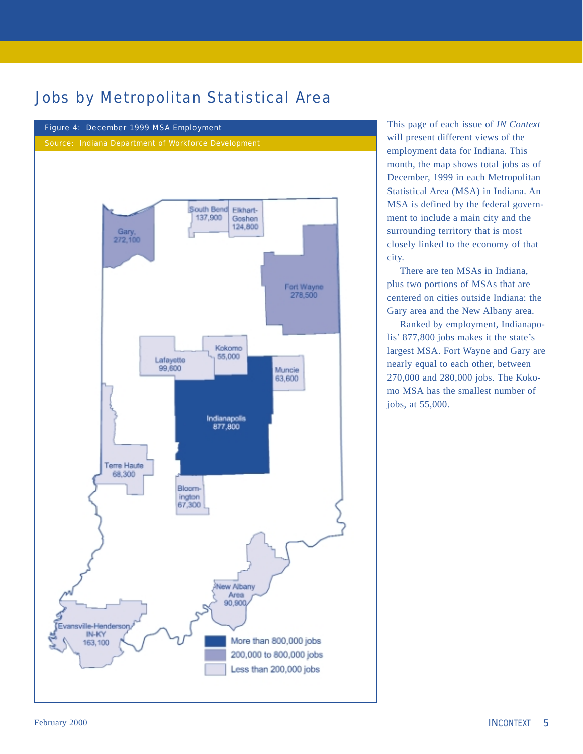# Jobs by Metropolitan Statistical Area

Figure 4: December 1999 MSA Employment

Source: Indiana Department of Workforce Development

South Bend 137,900
Elkhart-Goshen 124,800
Gary, 272,100
Fort Wayne 278,500
Kokomo 55,000
Lafayette 99,600
Muncie 63,600
Indianapolis 877,800
Terre Haute 68,300
Bloomington 67,300
New Albany Area 90,900
Evansville-Henderson, IN-KY 163,100

More than 800,000 jobs
200,000 to 800,000 jobs
Less than 200,000 jobs

This page of each issue of *IN Context* will present different views of the employment data for Indiana. This month, the map shows total jobs as of December, 1999 in each Metropolitan Statistical Area (MSA) in Indiana. An MSA is defined by the federal government to include a main city and the surrounding territory that is most closely linked to the economy of that city.

There are ten MSAs in Indiana, plus two portions of MSAs that are centered on cities outside Indiana: the Gary area and the New Albany area.

Ranked by employment, Indianapolis' 877,800 jobs makes it the state's largest MSA. Fort Wayne and Gary are nearly equal to each other, between 270,000 and 280,000 jobs. The Kokomo MSA has the smallest number of jobs, at 55,000.